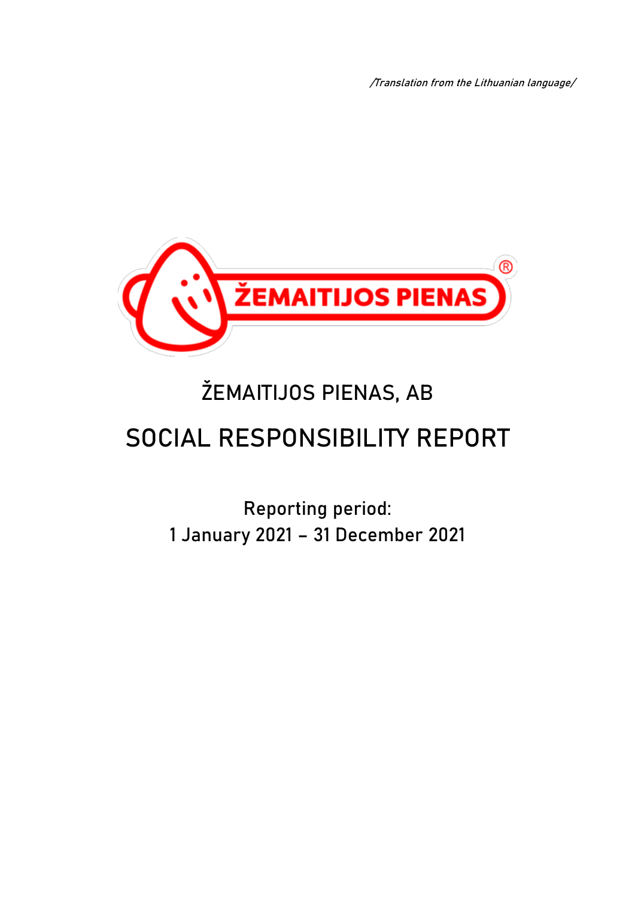*/Translation from the Lithuanian language/*

ŽEMAITIJOS PIENAS, AB

# SOCIAL RESPONSIBILITY REPORT

Reporting period:
1 January 2021 – 31 December 2021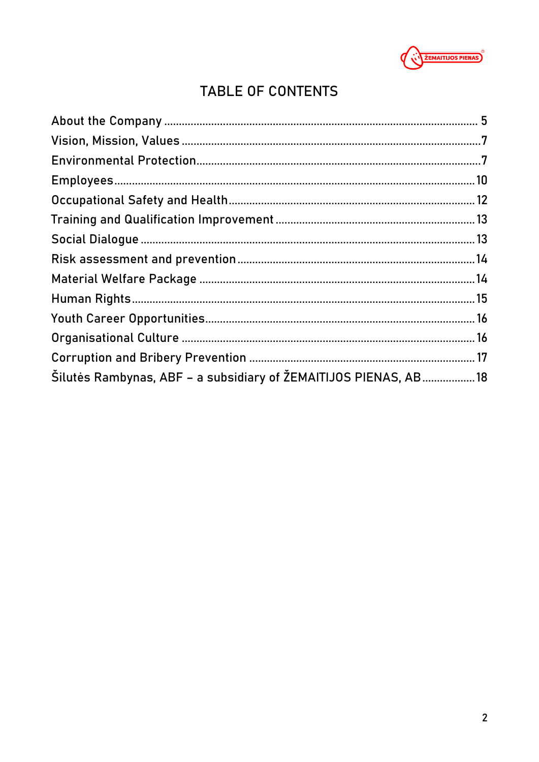# TABLE OF CONTENTS

| | |
|---|---|
| About the Company | 5 |
| Vision, Mission, Values | 7 |
| Environmental Protection | 7 |
| Employees | 10 |
| Occupational Safety and Health | 12 |
| Training and Qualification Improvement | 13 |
| Social Dialogue | 13 |
| Risk assessment and prevention | 14 |
| Material Welfare Package | 14 |
| Human Rights | 15 |
| Youth Career Opportunities | 16 |
| Organisational Culture | 16 |
| Corruption and Bribery Prevention | 17 |
| Šilutės Rambynas, ABF – a subsidiary of ŽEMAITIJOS PIENAS, AB | 18 |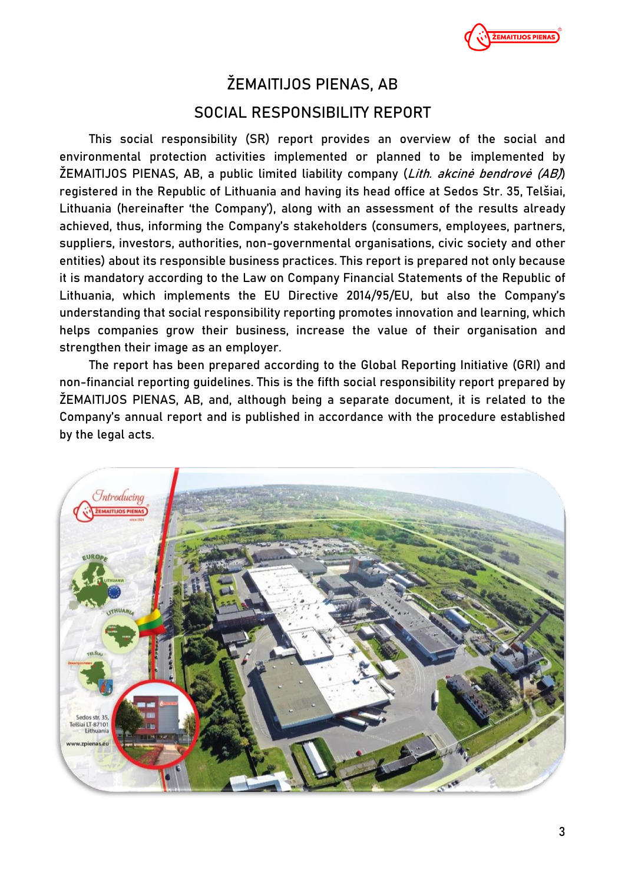# ŽEMAITIJOS PIENAS, AB

## SOCIAL RESPONSIBILITY REPORT

This social responsibility (SR) report provides an overview of the social and environmental protection activities implemented or planned to be implemented by ŽEMAITIJOS PIENAS, AB, a public limited liability company (*Lith. akcinė bendrovė (AB)*) registered in the Republic of Lithuania and having its head office at Sedos Str. 35, Telšiai, Lithuania (hereinafter 'the Company'), along with an assessment of the results already achieved, thus, informing the Company's stakeholders (consumers, employees, partners, suppliers, investors, authorities, non-governmental organisations, civic society and other entities) about its responsible business practices. This report is prepared not only because it is mandatory according to the Law on Company Financial Statements of the Republic of Lithuania, which implements the EU Directive 2014/95/EU, but also the Company's understanding that social responsibility reporting promotes innovation and learning, which helps companies grow their business, increase the value of their organisation and strengthen their image as an employer.

The report has been prepared according to the Global Reporting Initiative (GRI) and non-financial reporting guidelines. This is the fifth social responsibility report prepared by ŽEMAITIJOS PIENAS, AB, and, although being a separate document, it is related to the Company's annual report and is published in accordance with the procedure established by the legal acts.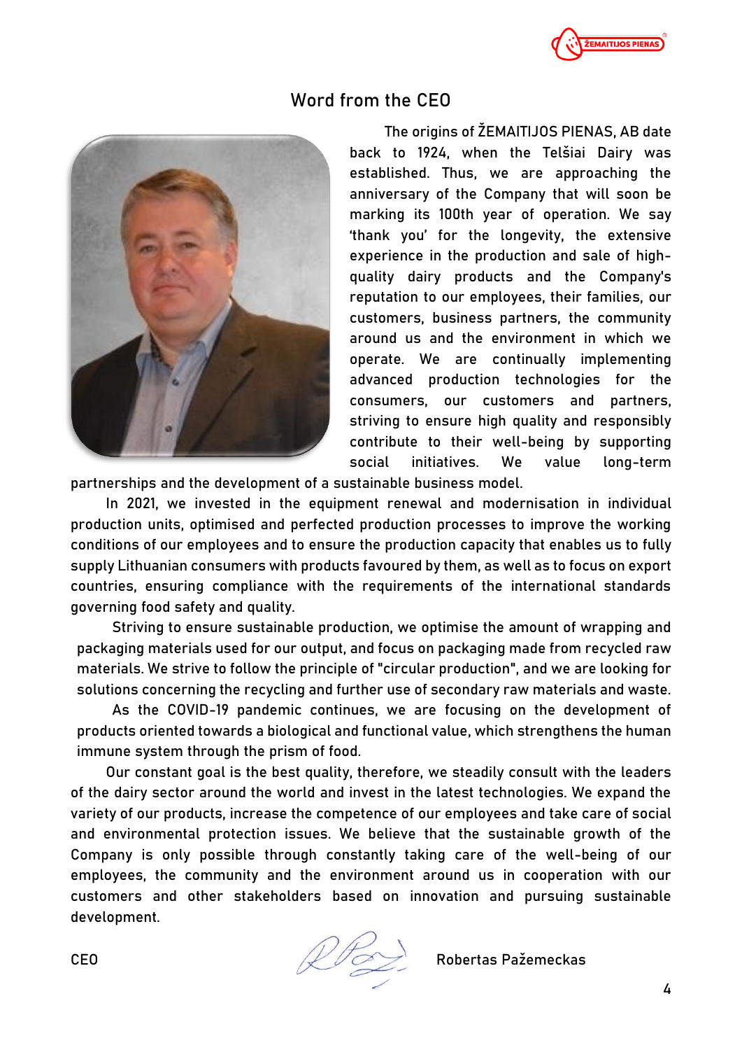# Word from the CEO

The origins of ŽEMAITIJOS PIENAS, AB date back to 1924, when the Telšiai Dairy was established. Thus, we are approaching the anniversary of the Company that will soon be marking its 100th year of operation. We say 'thank you' for the longevity, the extensive experience in the production and sale of high-quality dairy products and the Company's reputation to our employees, their families, our customers, business partners, the community around us and the environment in which we operate. We are continually implementing advanced production technologies for the consumers, our customers and partners, striving to ensure high quality and responsibly contribute to their well-being by supporting social initiatives. We value long-term partnerships and the development of a sustainable business model.

In 2021, we invested in the equipment renewal and modernisation in individual production units, optimised and perfected production processes to improve the working conditions of our employees and to ensure the production capacity that enables us to fully supply Lithuanian consumers with products favoured by them, as well as to focus on export countries, ensuring compliance with the requirements of the international standards governing food safety and quality.

Striving to ensure sustainable production, we optimise the amount of wrapping and packaging materials used for our output, and focus on packaging made from recycled raw materials. We strive to follow the principle of "circular production", and we are looking for solutions concerning the recycling and further use of secondary raw materials and waste.

As the COVID-19 pandemic continues, we are focusing on the development of products oriented towards a biological and functional value, which strengthens the human immune system through the prism of food.

Our constant goal is the best quality, therefore, we steadily consult with the leaders of the dairy sector around the world and invest in the latest technologies. We expand the variety of our products, increase the competence of our employees and take care of social and environmental protection issues. We believe that the sustainable growth of the Company is only possible through constantly taking care of the well-being of our employees, the community and the environment around us in cooperation with our customers and other stakeholders based on innovation and pursuing sustainable development.

CEO Robertas Pažemeckas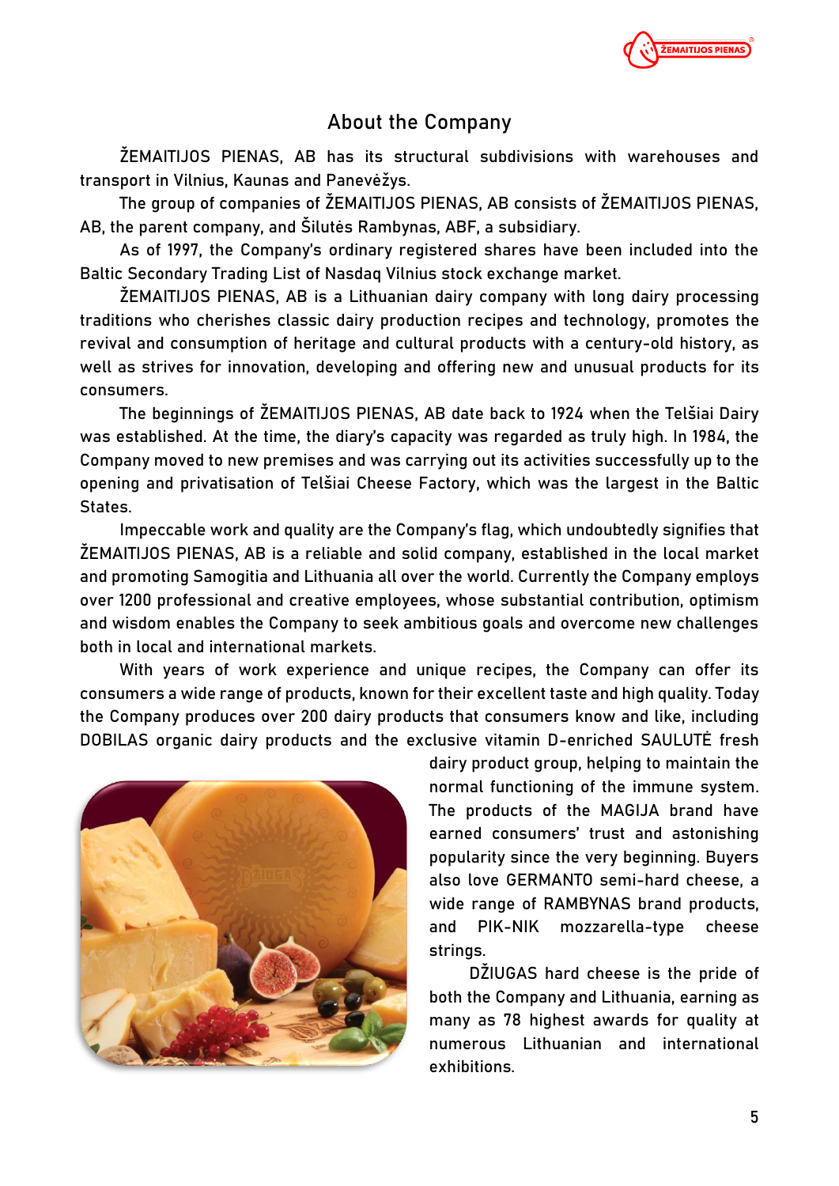## About the Company

ŽEMAITIJOS PIENAS, AB has its structural subdivisions with warehouses and transport in Vilnius, Kaunas and Panevėžys.

The group of companies of ŽEMAITIJOS PIENAS, AB consists of ŽEMAITIJOS PIENAS, AB, the parent company, and Šilutės Rambynas, ABF, a subsidiary.

As of 1997, the Company's ordinary registered shares have been included into the Baltic Secondary Trading List of Nasdaq Vilnius stock exchange market.

ŽEMAITIJOS PIENAS, AB is a Lithuanian dairy company with long dairy processing traditions who cherishes classic dairy production recipes and technology, promotes the revival and consumption of heritage and cultural products with a century-old history, as well as strives for innovation, developing and offering new and unusual products for its consumers.

The beginnings of ŽEMAITIJOS PIENAS, AB date back to 1924 when the Telšiai Dairy was established. At the time, the diary's capacity was regarded as truly high. In 1984, the Company moved to new premises and was carrying out its activities successfully up to the opening and privatisation of Telšiai Cheese Factory, which was the largest in the Baltic States.

Impeccable work and quality are the Company's flag, which undoubtedly signifies that ŽEMAITIJOS PIENAS, AB is a reliable and solid company, established in the local market and promoting Samogitia and Lithuania all over the world. Currently the Company employs over 1200 professional and creative employees, whose substantial contribution, optimism and wisdom enables the Company to seek ambitious goals and overcome new challenges both in local and international markets.

With years of work experience and unique recipes, the Company can offer its consumers a wide range of products, known for their excellent taste and high quality. Today the Company produces over 200 dairy products that consumers know and like, including DOBILAS organic dairy products and the exclusive vitamin D-enriched SAULUTĖ fresh dairy product group, helping to maintain the normal functioning of the immune system. The products of the MAGIJA brand have earned consumers' trust and astonishing popularity since the very beginning. Buyers also love GERMANTO semi-hard cheese, a wide range of RAMBYNAS brand products, and PIK-NIK mozzarella-type cheese strings.

DŽIUGAS hard cheese is the pride of both the Company and Lithuania, earning as many as 78 highest awards for quality at numerous Lithuanian and international exhibitions.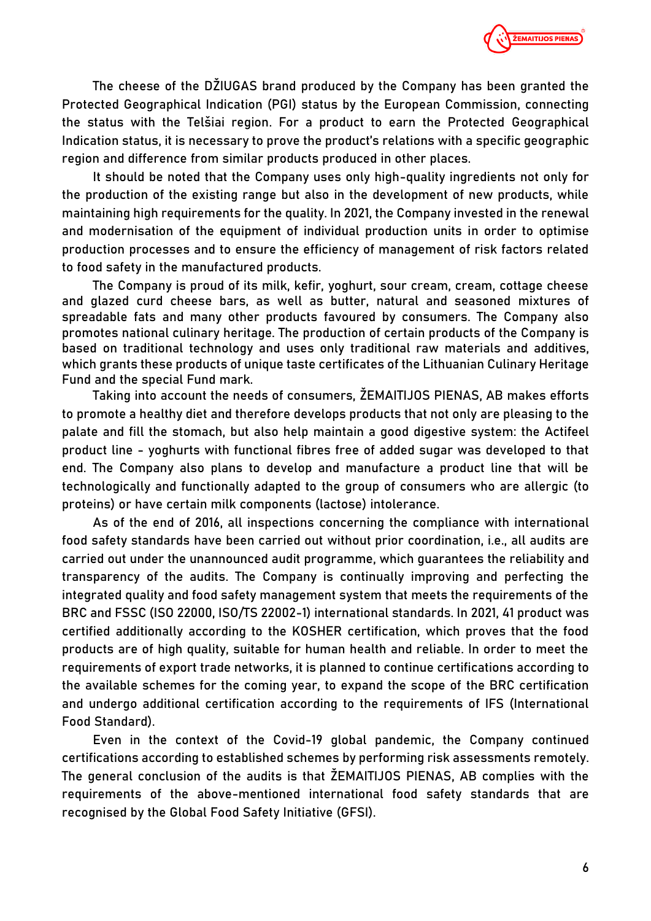The cheese of the DŽIUGAS brand produced by the Company has been granted the Protected Geographical Indication (PGI) status by the European Commission, connecting the status with the Telšiai region. For a product to earn the Protected Geographical Indication status, it is necessary to prove the product's relations with a specific geographic region and difference from similar products produced in other places.

It should be noted that the Company uses only high-quality ingredients not only for the production of the existing range but also in the development of new products, while maintaining high requirements for the quality. In 2021, the Company invested in the renewal and modernisation of the equipment of individual production units in order to optimise production processes and to ensure the efficiency of management of risk factors related to food safety in the manufactured products.

The Company is proud of its milk, kefir, yoghurt, sour cream, cream, cottage cheese and glazed curd cheese bars, as well as butter, natural and seasoned mixtures of spreadable fats and many other products favoured by consumers. The Company also promotes national culinary heritage. The production of certain products of the Company is based on traditional technology and uses only traditional raw materials and additives, which grants these products of unique taste certificates of the Lithuanian Culinary Heritage Fund and the special Fund mark.

Taking into account the needs of consumers, ŽEMAITIJOS PIENAS, AB makes efforts to promote a healthy diet and therefore develops products that not only are pleasing to the palate and fill the stomach, but also help maintain a good digestive system: the Actifeel product line - yoghurts with functional fibres free of added sugar was developed to that end. The Company also plans to develop and manufacture a product line that will be technologically and functionally adapted to the group of consumers who are allergic (to proteins) or have certain milk components (lactose) intolerance.

As of the end of 2016, all inspections concerning the compliance with international food safety standards have been carried out without prior coordination, i.e., all audits are carried out under the unannounced audit programme, which guarantees the reliability and transparency of the audits. The Company is continually improving and perfecting the integrated quality and food safety management system that meets the requirements of the BRC and FSSC (ISO 22000, ISO/TS 22002-1) international standards. In 2021, 41 product was certified additionally according to the KOSHER certification, which proves that the food products are of high quality, suitable for human health and reliable. In order to meet the requirements of export trade networks, it is planned to continue certifications according to the available schemes for the coming year, to expand the scope of the BRC certification and undergo additional certification according to the requirements of IFS (International Food Standard).

Even in the context of the Covid-19 global pandemic, the Company continued certifications according to established schemes by performing risk assessments remotely. The general conclusion of the audits is that ŽEMAITIJOS PIENAS, AB complies with the requirements of the above-mentioned international food safety standards that are recognised by the Global Food Safety Initiative (GFSI).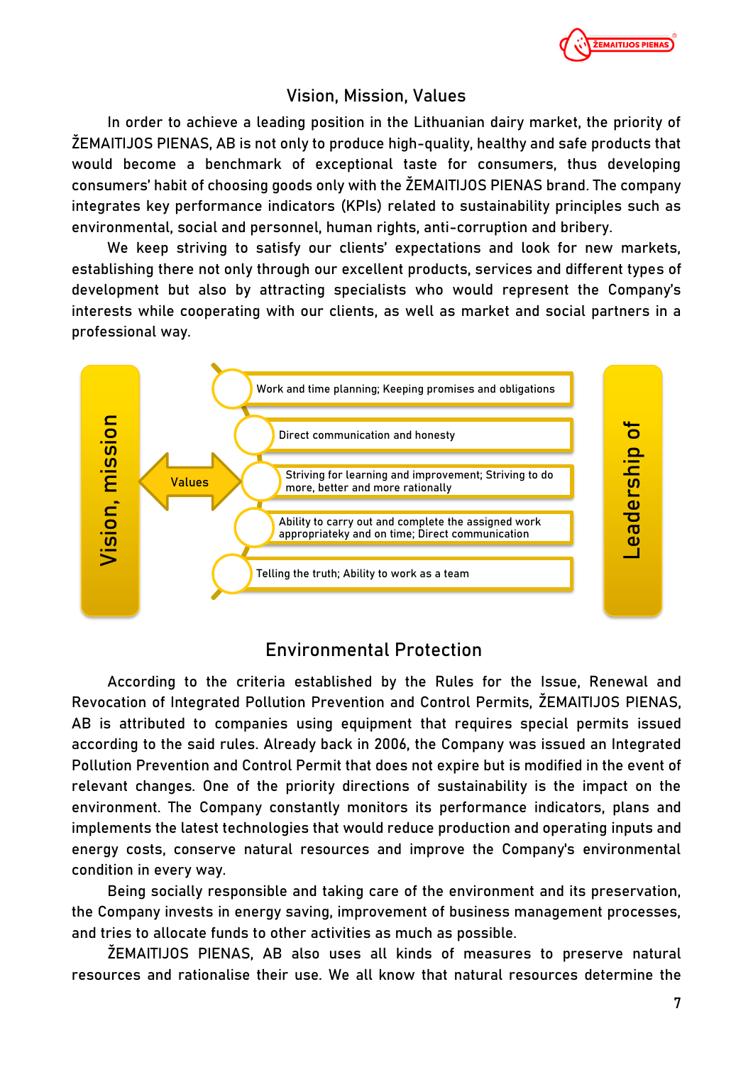## Vision, Mission, Values

In order to achieve a leading position in the Lithuanian dairy market, the priority of ŽEMAITIJOS PIENAS, AB is not only to produce high-quality, healthy and safe products that would become a benchmark of exceptional taste for consumers, thus developing consumers' habit of choosing goods only with the ŽEMAITIJOS PIENAS brand. The company integrates key performance indicators (KPIs) related to sustainability principles such as environmental, social and personnel, human rights, anti-corruption and bribery.

We keep striving to satisfy our clients' expectations and look for new markets, establishing there not only through our excellent products, services and different types of development but also by attracting specialists who would represent the Company's interests while cooperating with our clients, as well as market and social partners in a professional way.

Vision, mission

Values

- Work and time planning; Keeping promises and obligations
- Direct communication and honesty
- Striving for learning and improvement; Striving to do more, better and more rationally
- Ability to carry out and complete the assigned work appropriateky and on time; Direct communication
- Telling the truth; Ability to work as a team

Leadership of

## Environmental Protection

According to the criteria established by the Rules for the Issue, Renewal and Revocation of Integrated Pollution Prevention and Control Permits, ŽEMAITIJOS PIENAS, AB is attributed to companies using equipment that requires special permits issued according to the said rules. Already back in 2006, the Company was issued an Integrated Pollution Prevention and Control Permit that does not expire but is modified in the event of relevant changes. One of the priority directions of sustainability is the impact on the environment. The Company constantly monitors its performance indicators, plans and implements the latest technologies that would reduce production and operating inputs and energy costs, conserve natural resources and improve the Company's environmental condition in every way.

Being socially responsible and taking care of the environment and its preservation, the Company invests in energy saving, improvement of business management processes, and tries to allocate funds to other activities as much as possible.

ŽEMAITIJOS PIENAS, AB also uses all kinds of measures to preserve natural resources and rationalise their use. We all know that natural resources determine the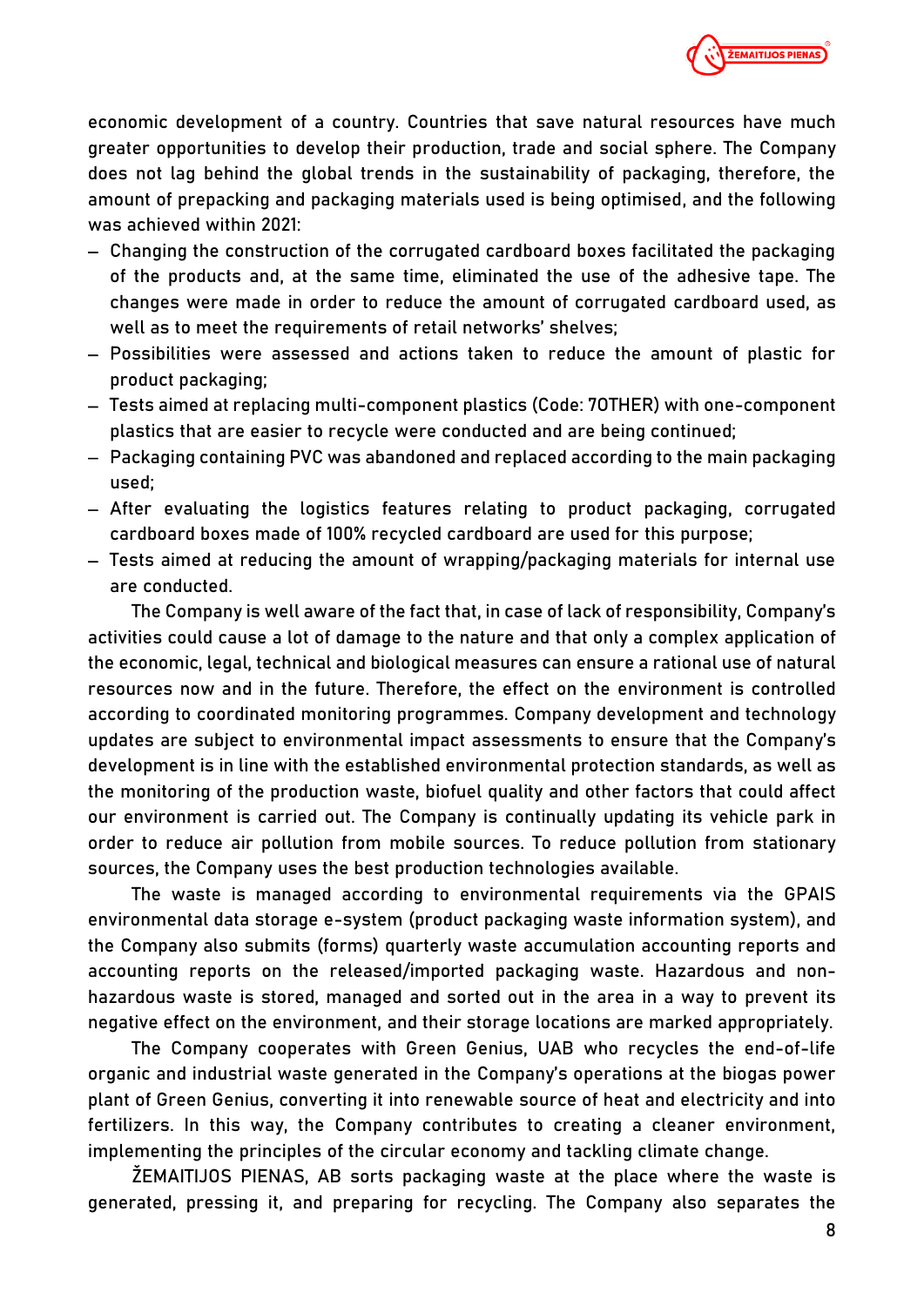economic development of a country. Countries that save natural resources have much greater opportunities to develop their production, trade and social sphere. The Company does not lag behind the global trends in the sustainability of packaging, therefore, the amount of prepacking and packaging materials used is being optimised, and the following was achieved within 2021:

- Changing the construction of the corrugated cardboard boxes facilitated the packaging of the products and, at the same time, eliminated the use of the adhesive tape. The changes were made in order to reduce the amount of corrugated cardboard used, as well as to meet the requirements of retail networks' shelves;
- Possibilities were assessed and actions taken to reduce the amount of plastic for product packaging;
- Tests aimed at replacing multi-component plastics (Code: 7OTHER) with one-component plastics that are easier to recycle were conducted and are being continued;
- Packaging containing PVC was abandoned and replaced according to the main packaging used;
- After evaluating the logistics features relating to product packaging, corrugated cardboard boxes made of 100% recycled cardboard are used for this purpose;
- Tests aimed at reducing the amount of wrapping/packaging materials for internal use are conducted.

The Company is well aware of the fact that, in case of lack of responsibility, Company's activities could cause a lot of damage to the nature and that only a complex application of the economic, legal, technical and biological measures can ensure a rational use of natural resources now and in the future. Therefore, the effect on the environment is controlled according to coordinated monitoring programmes. Company development and technology updates are subject to environmental impact assessments to ensure that the Company's development is in line with the established environmental protection standards, as well as the monitoring of the production waste, biofuel quality and other factors that could affect our environment is carried out. The Company is continually updating its vehicle park in order to reduce air pollution from mobile sources. To reduce pollution from stationary sources, the Company uses the best production technologies available.

The waste is managed according to environmental requirements via the GPAIS environmental data storage e-system (product packaging waste information system), and the Company also submits (forms) quarterly waste accumulation accounting reports and accounting reports on the released/imported packaging waste. Hazardous and non-hazardous waste is stored, managed and sorted out in the area in a way to prevent its negative effect on the environment, and their storage locations are marked appropriately.

The Company cooperates with Green Genius, UAB who recycles the end-of-life organic and industrial waste generated in the Company's operations at the biogas power plant of Green Genius, converting it into renewable source of heat and electricity and into fertilizers. In this way, the Company contributes to creating a cleaner environment, implementing the principles of the circular economy and tackling climate change.

ŽEMAITIJOS PIENAS, AB sorts packaging waste at the place where the waste is generated, pressing it, and preparing for recycling. The Company also separates the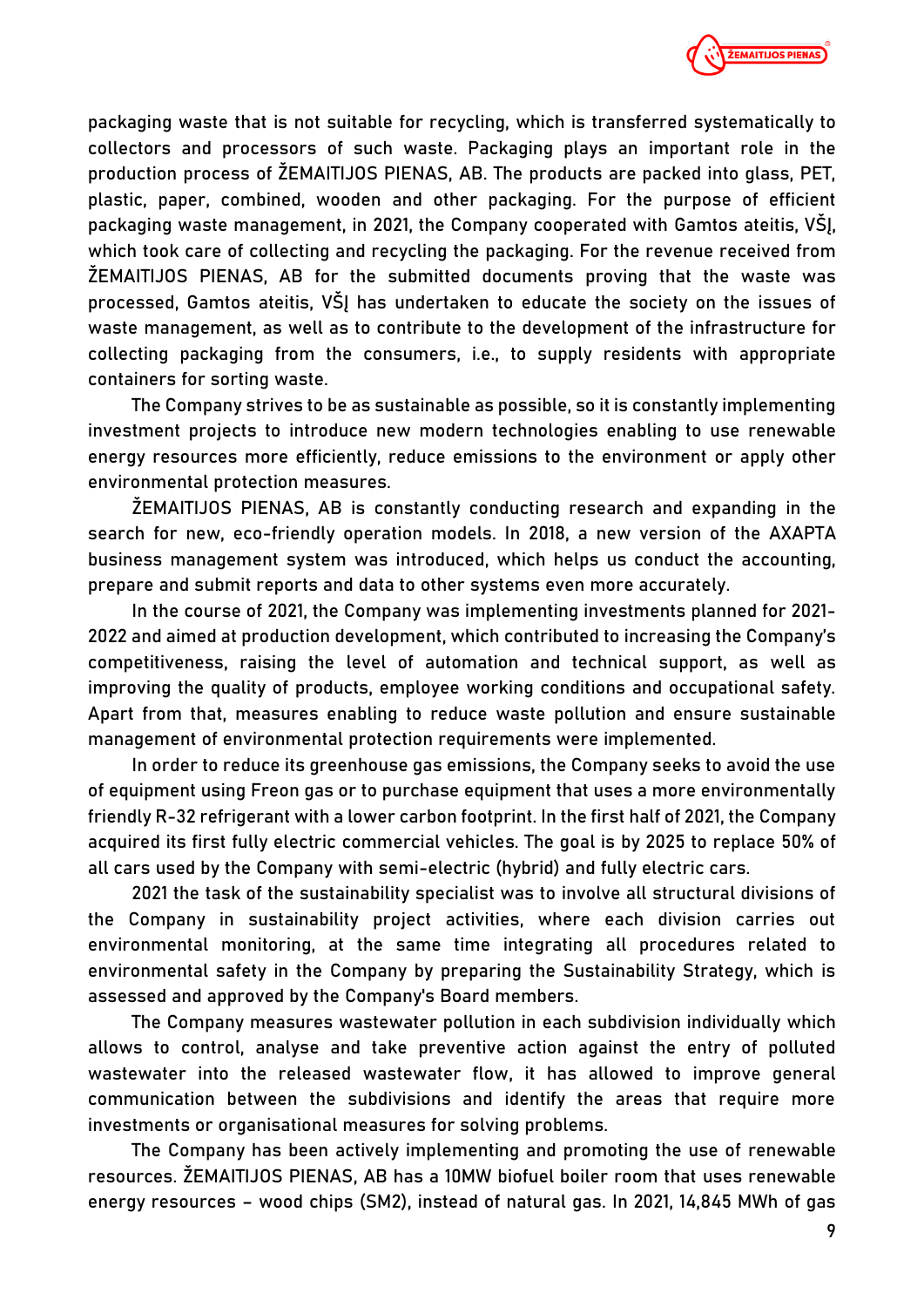packaging waste that is not suitable for recycling, which is transferred systematically to collectors and processors of such waste. Packaging plays an important role in the production process of ŽEMAITIJOS PIENAS, AB. The products are packed into glass, PET, plastic, paper, combined, wooden and other packaging. For the purpose of efficient packaging waste management, in 2021, the Company cooperated with Gamtos ateitis, VŠĮ, which took care of collecting and recycling the packaging. For the revenue received from ŽEMAITIJOS PIENAS, AB for the submitted documents proving that the waste was processed, Gamtos ateitis, VŠĮ has undertaken to educate the society on the issues of waste management, as well as to contribute to the development of the infrastructure for collecting packaging from the consumers, i.e., to supply residents with appropriate containers for sorting waste.

The Company strives to be as sustainable as possible, so it is constantly implementing investment projects to introduce new modern technologies enabling to use renewable energy resources more efficiently, reduce emissions to the environment or apply other environmental protection measures.

ŽEMAITIJOS PIENAS, AB is constantly conducting research and expanding in the search for new, eco-friendly operation models. In 2018, a new version of the AXAPTA business management system was introduced, which helps us conduct the accounting, prepare and submit reports and data to other systems even more accurately.

In the course of 2021, the Company was implementing investments planned for 2021-2022 and aimed at production development, which contributed to increasing the Company's competitiveness, raising the level of automation and technical support, as well as improving the quality of products, employee working conditions and occupational safety. Apart from that, measures enabling to reduce waste pollution and ensure sustainable management of environmental protection requirements were implemented.

In order to reduce its greenhouse gas emissions, the Company seeks to avoid the use of equipment using Freon gas or to purchase equipment that uses a more environmentally friendly R-32 refrigerant with a lower carbon footprint. In the first half of 2021, the Company acquired its first fully electric commercial vehicles. The goal is by 2025 to replace 50% of all cars used by the Company with semi-electric (hybrid) and fully electric cars.

2021 the task of the sustainability specialist was to involve all structural divisions of the Company in sustainability project activities, where each division carries out environmental monitoring, at the same time integrating all procedures related to environmental safety in the Company by preparing the Sustainability Strategy, which is assessed and approved by the Company's Board members.

The Company measures wastewater pollution in each subdivision individually which allows to control, analyse and take preventive action against the entry of polluted wastewater into the released wastewater flow, it has allowed to improve general communication between the subdivisions and identify the areas that require more investments or organisational measures for solving problems.

The Company has been actively implementing and promoting the use of renewable resources. ŽEMAITIJOS PIENAS, AB has a 10MW biofuel boiler room that uses renewable energy resources – wood chips (SM2), instead of natural gas. In 2021, 14,845 MWh of gas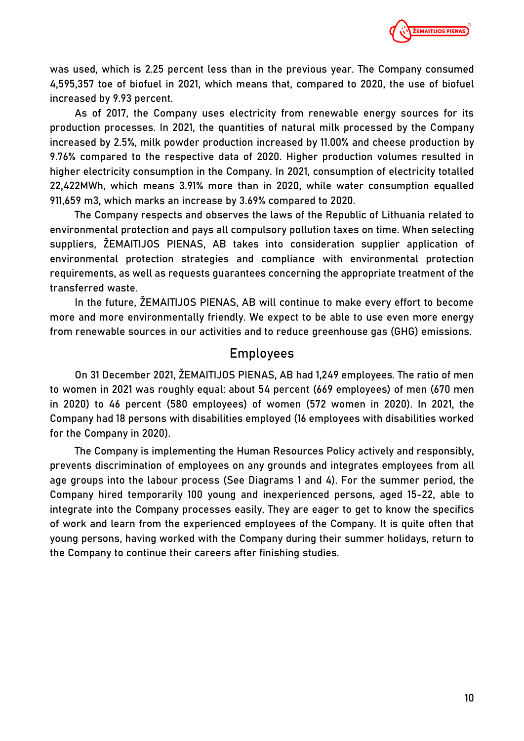was used, which is 2.25 percent less than in the previous year. The Company consumed 4,595,357 toe of biofuel in 2021, which means that, compared to 2020, the use of biofuel increased by 9.93 percent.

As of 2017, the Company uses electricity from renewable energy sources for its production processes. In 2021, the quantities of natural milk processed by the Company increased by 2.5%, milk powder production increased by 11.00% and cheese production by 9.76% compared to the respective data of 2020. Higher production volumes resulted in higher electricity consumption in the Company. In 2021, consumption of electricity totalled 22,422MWh, which means 3.91% more than in 2020, while water consumption equalled 911,659 m3, which marks an increase by 3.69% compared to 2020.

The Company respects and observes the laws of the Republic of Lithuania related to environmental protection and pays all compulsory pollution taxes on time. When selecting suppliers, ŽEMAITIJOS PIENAS, AB takes into consideration supplier application of environmental protection strategies and compliance with environmental protection requirements, as well as requests guarantees concerning the appropriate treatment of the transferred waste.

In the future, ŽEMAITIJOS PIENAS, AB will continue to make every effort to become more and more environmentally friendly. We expect to be able to use even more energy from renewable sources in our activities and to reduce greenhouse gas (GHG) emissions.

## Employees

On 31 December 2021, ŽEMAITIJOS PIENAS, AB had 1,249 employees. The ratio of men to women in 2021 was roughly equal: about 54 percent (669 employees) of men (670 men in 2020) to 46 percent (580 employees) of women (572 women in 2020). In 2021, the Company had 18 persons with disabilities employed (16 employees with disabilities worked for the Company in 2020).

The Company is implementing the Human Resources Policy actively and responsibly, prevents discrimination of employees on any grounds and integrates employees from all age groups into the labour process (See Diagrams 1 and 4). For the summer period, the Company hired temporarily 100 young and inexperienced persons, aged 15-22, able to integrate into the Company processes easily. They are eager to get to know the specifics of work and learn from the experienced employees of the Company. It is quite often that young persons, having worked with the Company during their summer holidays, return to the Company to continue their careers after finishing studies.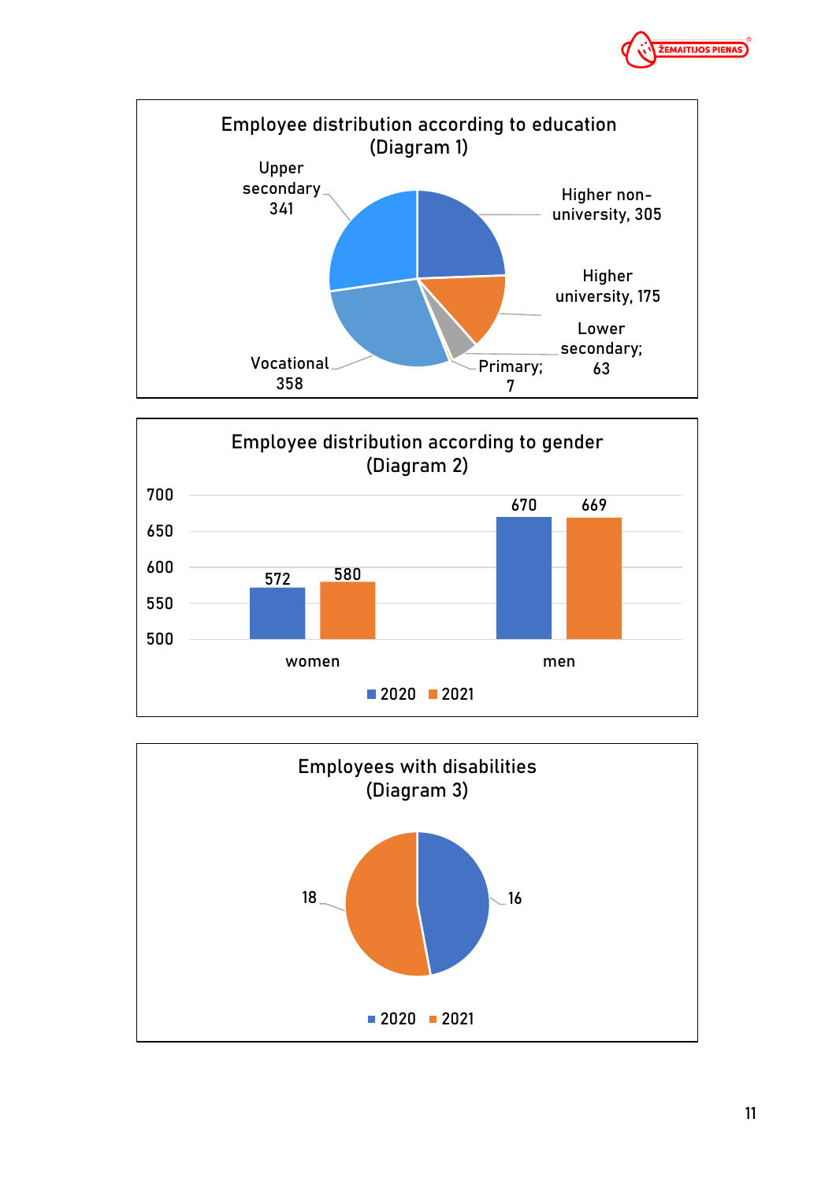**Employee distribution according to education (Diagram 1)**

| Education | Number |
|---|---|
| Higher non-university | 305 |
| Higher university | 175 |
| Lower secondary | 63 |
| Primary | 7 |
| Vocational | 358 |
| Upper secondary | 341 |

**Employee distribution according to gender (Diagram 2)**

| | 2020 | 2021 |
|---|---|---|
| women | 572 | 580 |
| men | 670 | 669 |

**Employees with disabilities (Diagram 3)**

| Year | Number |
|---|---|
| 2020 | 16 |
| 2021 | 18 |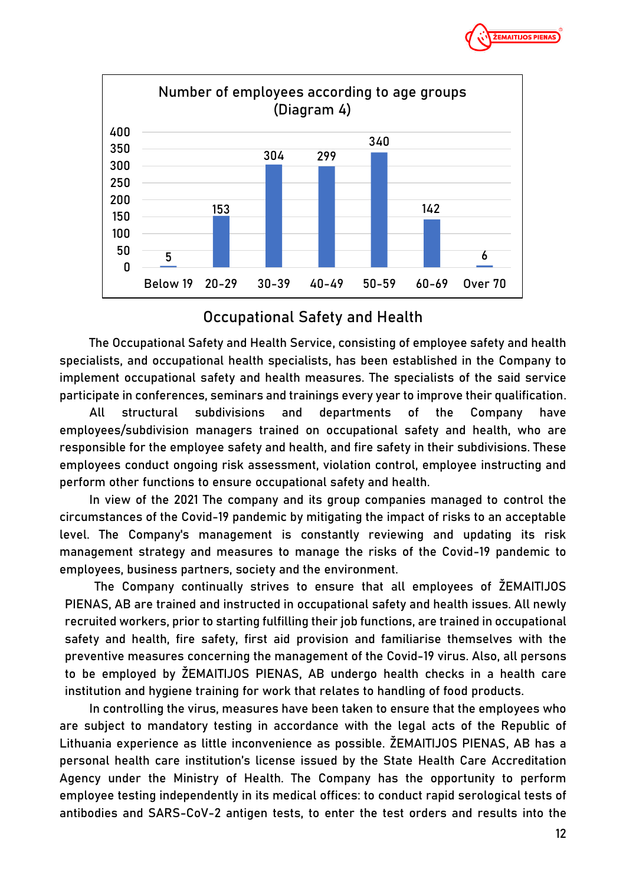Number of employees according to age groups (Diagram 4)

| Age group | Number of employees |
|---|---|
| Below 19 | 5 |
| 20-29 | 153 |
| 30-39 | 304 |
| 40-49 | 299 |
| 50-59 | 340 |
| 60-69 | 142 |
| Over 70 | 6 |

## Occupational Safety and Health

The Occupational Safety and Health Service, consisting of employee safety and health specialists, and occupational health specialists, has been established in the Company to implement occupational safety and health measures. The specialists of the said service participate in conferences, seminars and trainings every year to improve their qualification.

All structural subdivisions and departments of the Company have employees/subdivision managers trained on occupational safety and health, who are responsible for the employee safety and health, and fire safety in their subdivisions. These employees conduct ongoing risk assessment, violation control, employee instructing and perform other functions to ensure occupational safety and health.

In view of the 2021 The company and its group companies managed to control the circumstances of the Covid-19 pandemic by mitigating the impact of risks to an acceptable level. The Company's management is constantly reviewing and updating its risk management strategy and measures to manage the risks of the Covid-19 pandemic to employees, business partners, society and the environment.

The Company continually strives to ensure that all employees of ŽEMAITIJOS PIENAS, AB are trained and instructed in occupational safety and health issues. All newly recruited workers, prior to starting fulfilling their job functions, are trained in occupational safety and health, fire safety, first aid provision and familiarise themselves with the preventive measures concerning the management of the Covid-19 virus. Also, all persons to be employed by ŽEMAITIJOS PIENAS, AB undergo health checks in a health care institution and hygiene training for work that relates to handling of food products.

In controlling the virus, measures have been taken to ensure that the employees who are subject to mandatory testing in accordance with the legal acts of the Republic of Lithuania experience as little inconvenience as possible. ŽEMAITIJOS PIENAS, AB has a personal health care institution's license issued by the State Health Care Accreditation Agency under the Ministry of Health. The Company has the opportunity to perform employee testing independently in its medical offices: to conduct rapid serological tests of antibodies and SARS-CoV-2 antigen tests, to enter the test orders and results into the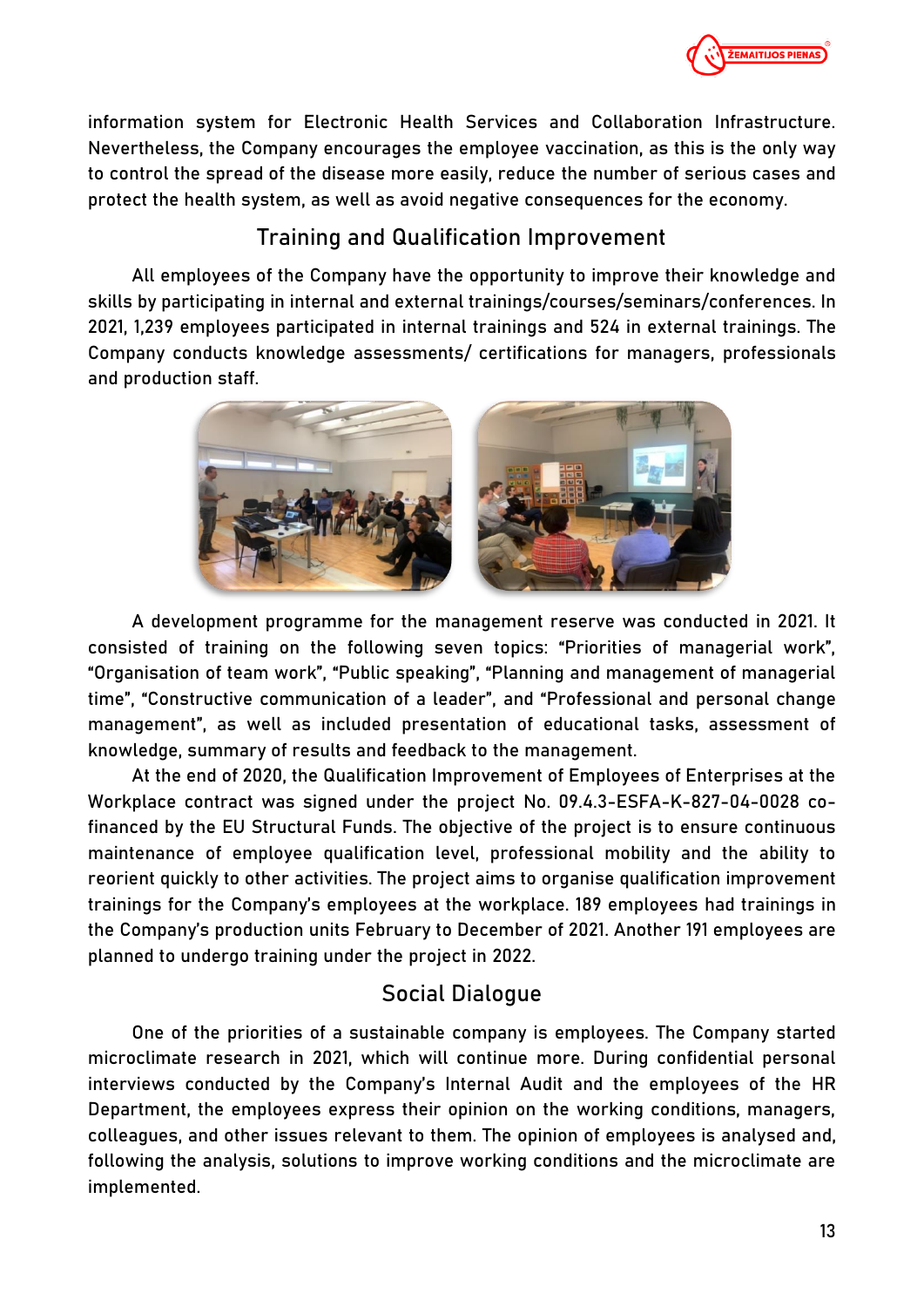information system for Electronic Health Services and Collaboration Infrastructure. Nevertheless, the Company encourages the employee vaccination, as this is the only way to control the spread of the disease more easily, reduce the number of serious cases and protect the health system, as well as avoid negative consequences for the economy.

## Training and Qualification Improvement

All employees of the Company have the opportunity to improve their knowledge and skills by participating in internal and external trainings/courses/seminars/conferences. In 2021, 1,239 employees participated in internal trainings and 524 in external trainings. The Company conducts knowledge assessments/ certifications for managers, professionals and production staff.

A development programme for the management reserve was conducted in 2021. It consisted of training on the following seven topics: “Priorities of managerial work”, “Organisation of team work”, “Public speaking”, “Planning and management of managerial time”, “Constructive communication of a leader”, and “Professional and personal change management”, as well as included presentation of educational tasks, assessment of knowledge, summary of results and feedback to the management.

At the end of 2020, the Qualification Improvement of Employees of Enterprises at the Workplace contract was signed under the project No. 09.4.3-ESFA-K-827-04-0028 co-financed by the EU Structural Funds. The objective of the project is to ensure continuous maintenance of employee qualification level, professional mobility and the ability to reorient quickly to other activities. The project aims to organise qualification improvement trainings for the Company's employees at the workplace. 189 employees had trainings in the Company's production units February to December of 2021. Another 191 employees are planned to undergo training under the project in 2022.

## Social Dialogue

One of the priorities of a sustainable company is employees. The Company started microclimate research in 2021, which will continue more. During confidential personal interviews conducted by the Company's Internal Audit and the employees of the HR Department, the employees express their opinion on the working conditions, managers, colleagues, and other issues relevant to them. The opinion of employees is analysed and, following the analysis, solutions to improve working conditions and the microclimate are implemented.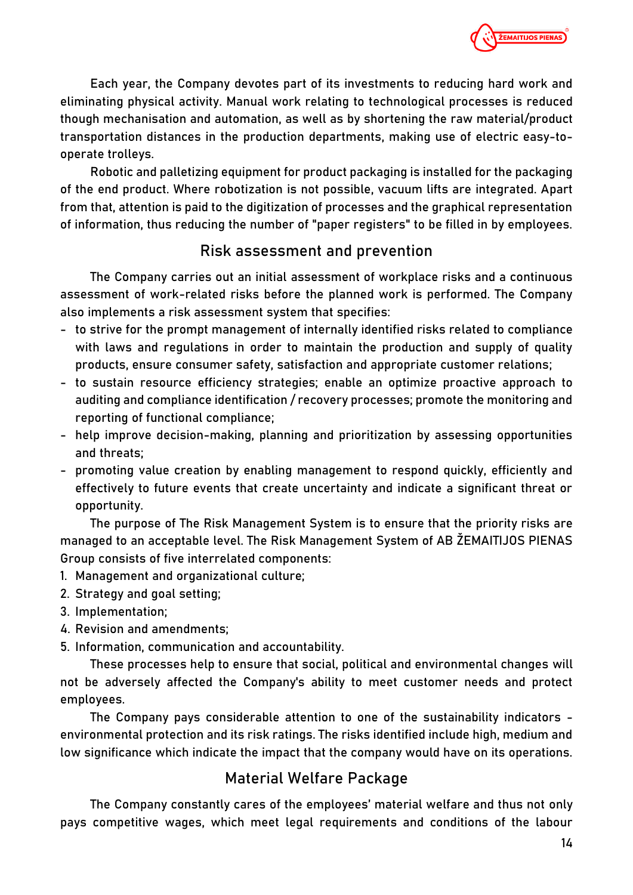Each year, the Company devotes part of its investments to reducing hard work and eliminating physical activity. Manual work relating to technological processes is reduced though mechanisation and automation, as well as by shortening the raw material/product transportation distances in the production departments, making use of electric easy-to-operate trolleys.

Robotic and palletizing equipment for product packaging is installed for the packaging of the end product. Where robotization is not possible, vacuum lifts are integrated. Apart from that, attention is paid to the digitization of processes and the graphical representation of information, thus reducing the number of "paper registers" to be filled in by employees.

## Risk assessment and prevention

The Company carries out an initial assessment of workplace risks and a continuous assessment of work-related risks before the planned work is performed. The Company also implements a risk assessment system that specifies:

- to strive for the prompt management of internally identified risks related to compliance with laws and regulations in order to maintain the production and supply of quality products, ensure consumer safety, satisfaction and appropriate customer relations;
- to sustain resource efficiency strategies; enable an optimize proactive approach to auditing and compliance identification / recovery processes; promote the monitoring and reporting of functional compliance;
- help improve decision-making, planning and prioritization by assessing opportunities and threats;
- promoting value creation by enabling management to respond quickly, efficiently and effectively to future events that create uncertainty and indicate a significant threat or opportunity.

The purpose of The Risk Management System is to ensure that the priority risks are managed to an acceptable level. The Risk Management System of AB ŽEMAITIJOS PIENAS Group consists of five interrelated components:

1. Management and organizational culture;
2. Strategy and goal setting;
3. Implementation;
4. Revision and amendments;
5. Information, communication and accountability.

These processes help to ensure that social, political and environmental changes will not be adversely affected the Company's ability to meet customer needs and protect employees.

The Company pays considerable attention to one of the sustainability indicators - environmental protection and its risk ratings. The risks identified include high, medium and low significance which indicate the impact that the company would have on its operations.

## Material Welfare Package

The Company constantly cares of the employees' material welfare and thus not only pays competitive wages, which meet legal requirements and conditions of the labour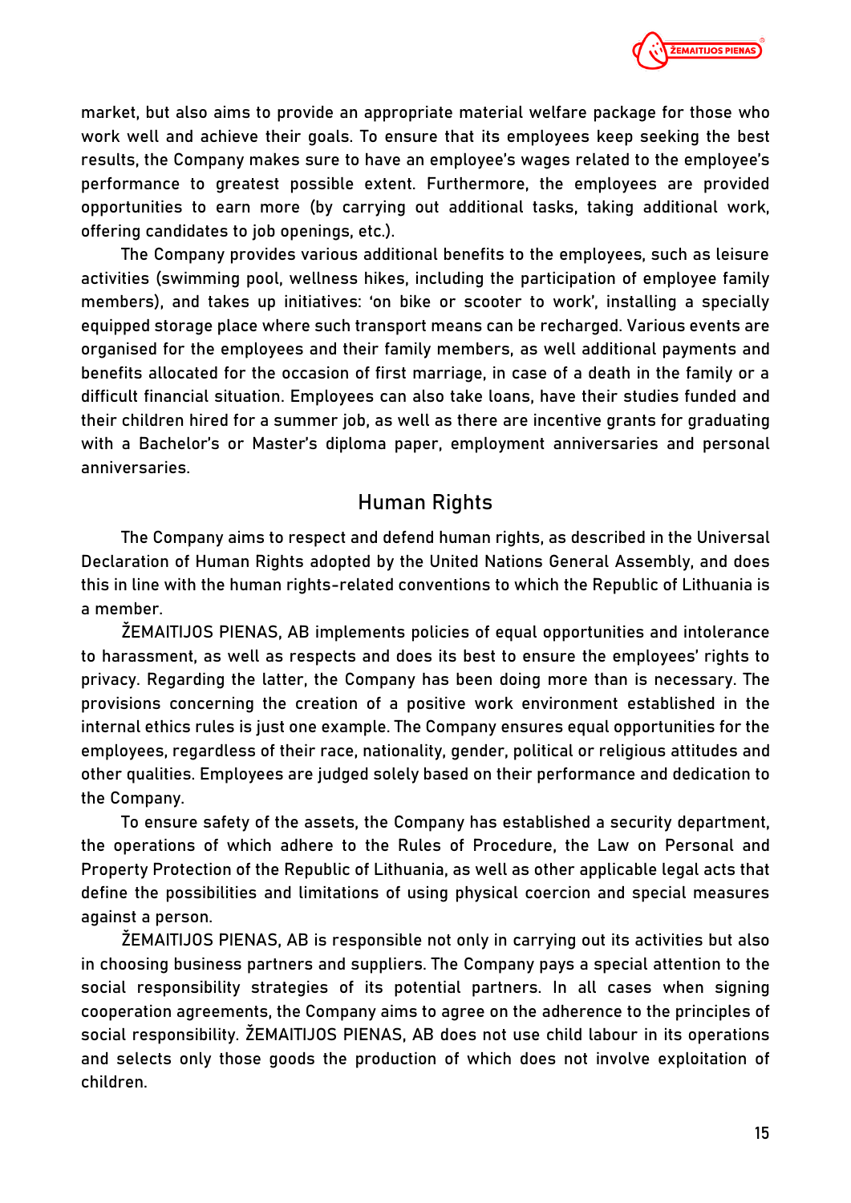market, but also aims to provide an appropriate material welfare package for those who work well and achieve their goals. To ensure that its employees keep seeking the best results, the Company makes sure to have an employee's wages related to the employee's performance to greatest possible extent. Furthermore, the employees are provided opportunities to earn more (by carrying out additional tasks, taking additional work, offering candidates to job openings, etc.).

The Company provides various additional benefits to the employees, such as leisure activities (swimming pool, wellness hikes, including the participation of employee family members), and takes up initiatives: 'on bike or scooter to work', installing a specially equipped storage place where such transport means can be recharged. Various events are organised for the employees and their family members, as well additional payments and benefits allocated for the occasion of first marriage, in case of a death in the family or a difficult financial situation. Employees can also take loans, have their studies funded and their children hired for a summer job, as well as there are incentive grants for graduating with a Bachelor's or Master's diploma paper, employment anniversaries and personal anniversaries.

## Human Rights

The Company aims to respect and defend human rights, as described in the Universal Declaration of Human Rights adopted by the United Nations General Assembly, and does this in line with the human rights-related conventions to which the Republic of Lithuania is a member.

ŽEMAITIJOS PIENAS, AB implements policies of equal opportunities and intolerance to harassment, as well as respects and does its best to ensure the employees' rights to privacy. Regarding the latter, the Company has been doing more than is necessary. The provisions concerning the creation of a positive work environment established in the internal ethics rules is just one example. The Company ensures equal opportunities for the employees, regardless of their race, nationality, gender, political or religious attitudes and other qualities. Employees are judged solely based on their performance and dedication to the Company.

To ensure safety of the assets, the Company has established a security department, the operations of which adhere to the Rules of Procedure, the Law on Personal and Property Protection of the Republic of Lithuania, as well as other applicable legal acts that define the possibilities and limitations of using physical coercion and special measures against a person.

ŽEMAITIJOS PIENAS, AB is responsible not only in carrying out its activities but also in choosing business partners and suppliers. The Company pays a special attention to the social responsibility strategies of its potential partners. In all cases when signing cooperation agreements, the Company aims to agree on the adherence to the principles of social responsibility. ŽEMAITIJOS PIENAS, AB does not use child labour in its operations and selects only those goods the production of which does not involve exploitation of children.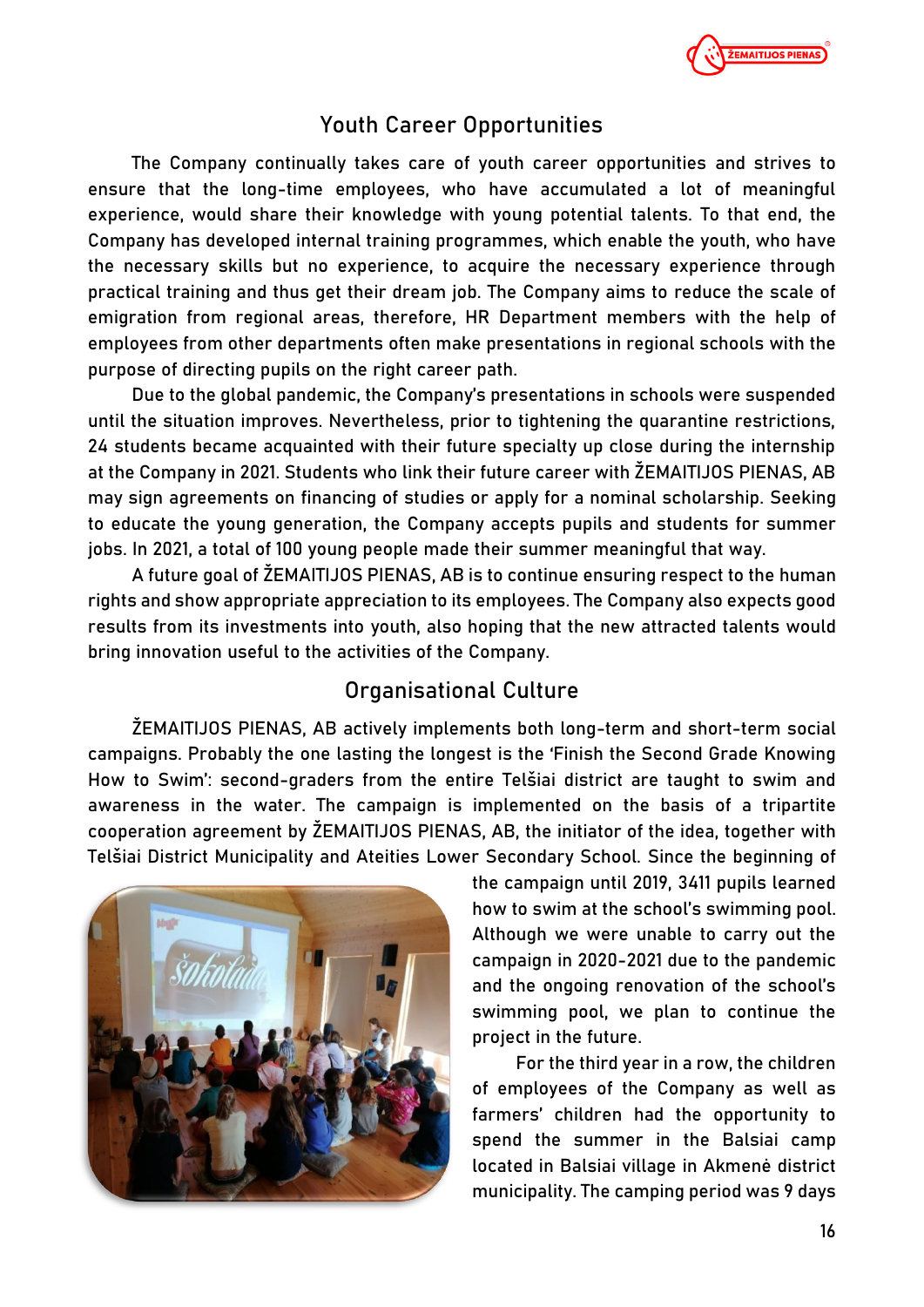## Youth Career Opportunities

The Company continually takes care of youth career opportunities and strives to ensure that the long-time employees, who have accumulated a lot of meaningful experience, would share their knowledge with young potential talents. To that end, the Company has developed internal training programmes, which enable the youth, who have the necessary skills but no experience, to acquire the necessary experience through practical training and thus get their dream job. The Company aims to reduce the scale of emigration from regional areas, therefore, HR Department members with the help of employees from other departments often make presentations in regional schools with the purpose of directing pupils on the right career path.

Due to the global pandemic, the Company's presentations in schools were suspended until the situation improves. Nevertheless, prior to tightening the quarantine restrictions, 24 students became acquainted with their future specialty up close during the internship at the Company in 2021. Students who link their future career with ŽEMAITIJOS PIENAS, AB may sign agreements on financing of studies or apply for a nominal scholarship. Seeking to educate the young generation, the Company accepts pupils and students for summer jobs. In 2021, a total of 100 young people made their summer meaningful that way.

A future goal of ŽEMAITIJOS PIENAS, AB is to continue ensuring respect to the human rights and show appropriate appreciation to its employees. The Company also expects good results from its investments into youth, also hoping that the new attracted talents would bring innovation useful to the activities of the Company.

## Organisational Culture

ŽEMAITIJOS PIENAS, AB actively implements both long-term and short-term social campaigns. Probably the one lasting the longest is the 'Finish the Second Grade Knowing How to Swim': second-graders from the entire Telšiai district are taught to swim and awareness in the water. The campaign is implemented on the basis of a tripartite cooperation agreement by ŽEMAITIJOS PIENAS, AB, the initiator of the idea, together with Telšiai District Municipality and Ateities Lower Secondary School. Since the beginning of the campaign until 2019, 3411 pupils learned how to swim at the school's swimming pool. Although we were unable to carry out the campaign in 2020-2021 due to the pandemic and the ongoing renovation of the school's swimming pool, we plan to continue the project in the future.

For the third year in a row, the children of employees of the Company as well as farmers' children had the opportunity to spend the summer in the Balsiai camp located in Balsiai village in Akmenė district municipality. The camping period was 9 days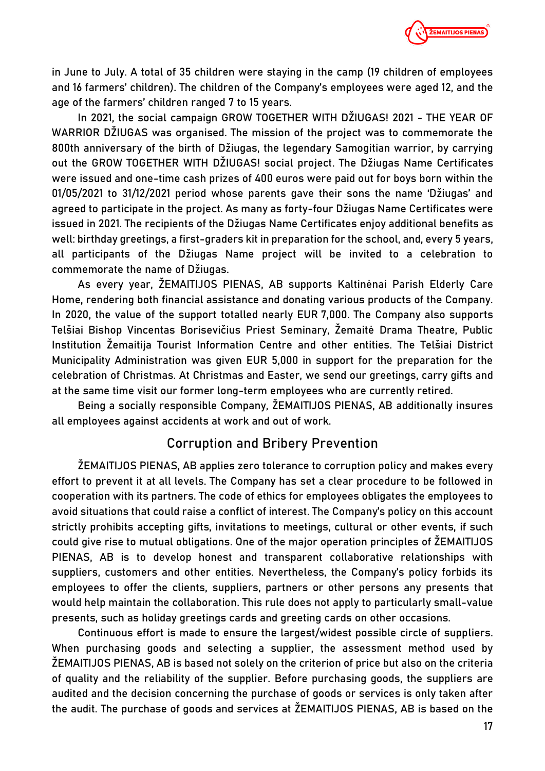in June to July. A total of 35 children were staying in the camp (19 children of employees and 16 farmers' children). The children of the Company's employees were aged 12, and the age of the farmers' children ranged 7 to 15 years.

In 2021, the social campaign GROW TOGETHER WITH DŽIUGAS! 2021 - THE YEAR OF WARRIOR DŽIUGAS was organised. The mission of the project was to commemorate the 800th anniversary of the birth of Džiugas, the legendary Samogitian warrior, by carrying out the GROW TOGETHER WITH DŽIUGAS! social project. The Džiugas Name Certificates were issued and one-time cash prizes of 400 euros were paid out for boys born within the 01/05/2021 to 31/12/2021 period whose parents gave their sons the name 'Džiugas' and agreed to participate in the project. As many as forty-four Džiugas Name Certificates were issued in 2021. The recipients of the Džiugas Name Certificates enjoy additional benefits as well: birthday greetings, a first-graders kit in preparation for the school, and, every 5 years, all participants of the Džiugas Name project will be invited to a celebration to commemorate the name of Džiugas.

As every year, ŽEMAITIJOS PIENAS, AB supports Kaltinėnai Parish Elderly Care Home, rendering both financial assistance and donating various products of the Company. In 2020, the value of the support totalled nearly EUR 7,000. The Company also supports Telšiai Bishop Vincentas Borisevičius Priest Seminary, Žemaitė Drama Theatre, Public Institution Žemaitija Tourist Information Centre and other entities. The Telšiai District Municipality Administration was given EUR 5,000 in support for the preparation for the celebration of Christmas. At Christmas and Easter, we send our greetings, carry gifts and at the same time visit our former long-term employees who are currently retired.

Being a socially responsible Company, ŽEMAITIJOS PIENAS, AB additionally insures all employees against accidents at work and out of work.

## Corruption and Bribery Prevention

ŽEMAITIJOS PIENAS, AB applies zero tolerance to corruption policy and makes every effort to prevent it at all levels. The Company has set a clear procedure to be followed in cooperation with its partners. The code of ethics for employees obligates the employees to avoid situations that could raise a conflict of interest. The Company's policy on this account strictly prohibits accepting gifts, invitations to meetings, cultural or other events, if such could give rise to mutual obligations. One of the major operation principles of ŽEMAITIJOS PIENAS, AB is to develop honest and transparent collaborative relationships with suppliers, customers and other entities. Nevertheless, the Company's policy forbids its employees to offer the clients, suppliers, partners or other persons any presents that would help maintain the collaboration. This rule does not apply to particularly small-value presents, such as holiday greetings cards and greeting cards on other occasions.

Continuous effort is made to ensure the largest/widest possible circle of suppliers. When purchasing goods and selecting a supplier, the assessment method used by ŽEMAITIJOS PIENAS, AB is based not solely on the criterion of price but also on the criteria of quality and the reliability of the supplier. Before purchasing goods, the suppliers are audited and the decision concerning the purchase of goods or services is only taken after the audit. The purchase of goods and services at ŽEMAITIJOS PIENAS, AB is based on the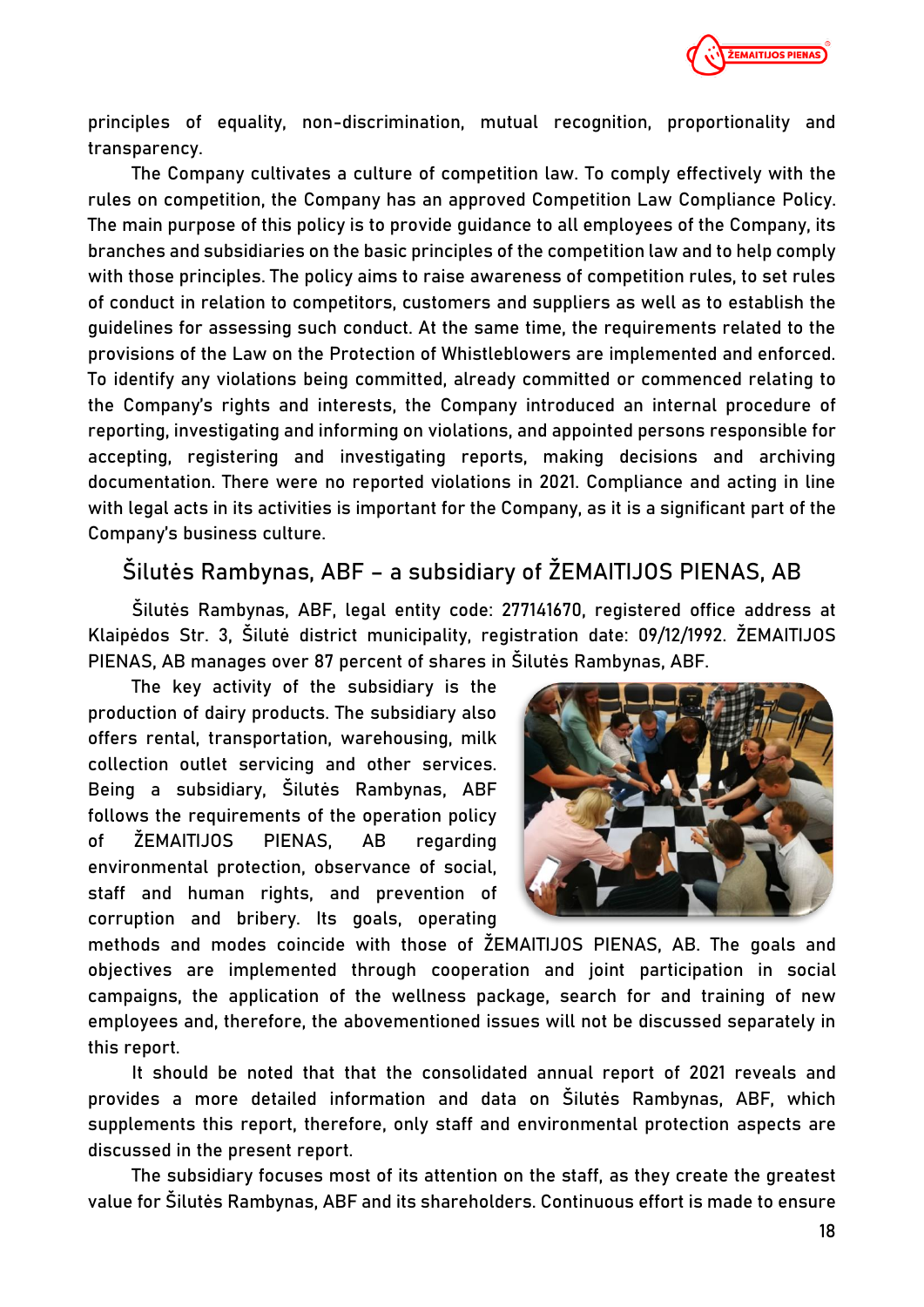principles of equality, non-discrimination, mutual recognition, proportionality and transparency.

The Company cultivates a culture of competition law. To comply effectively with the rules on competition, the Company has an approved Competition Law Compliance Policy. The main purpose of this policy is to provide guidance to all employees of the Company, its branches and subsidiaries on the basic principles of the competition law and to help comply with those principles. The policy aims to raise awareness of competition rules, to set rules of conduct in relation to competitors, customers and suppliers as well as to establish the guidelines for assessing such conduct. At the same time, the requirements related to the provisions of the Law on the Protection of Whistleblowers are implemented and enforced. To identify any violations being committed, already committed or commenced relating to the Company's rights and interests, the Company introduced an internal procedure of reporting, investigating and informing on violations, and appointed persons responsible for accepting, registering and investigating reports, making decisions and archiving documentation. There were no reported violations in 2021. Compliance and acting in line with legal acts in its activities is important for the Company, as it is a significant part of the Company's business culture.

## Šilutės Rambynas, ABF – a subsidiary of ŽEMAITIJOS PIENAS, AB

Šilutės Rambynas, ABF, legal entity code: 277141670, registered office address at Klaipėdos Str. 3, Šilutė district municipality, registration date: 09/12/1992. ŽEMAITIJOS PIENAS, AB manages over 87 percent of shares in Šilutės Rambynas, ABF.

The key activity of the subsidiary is the production of dairy products. The subsidiary also offers rental, transportation, warehousing, milk collection outlet servicing and other services. Being a subsidiary, Šilutės Rambynas, ABF follows the requirements of the operation policy of ŽEMAITIJOS PIENAS, AB regarding environmental protection, observance of social, staff and human rights, and prevention of corruption and bribery. Its goals, operating methods and modes coincide with those of ŽEMAITIJOS PIENAS, AB. The goals and objectives are implemented through cooperation and joint participation in social campaigns, the application of the wellness package, search for and training of new employees and, therefore, the abovementioned issues will not be discussed separately in this report.

It should be noted that that the consolidated annual report of 2021 reveals and provides a more detailed information and data on Šilutės Rambynas, ABF, which supplements this report, therefore, only staff and environmental protection aspects are discussed in the present report.

The subsidiary focuses most of its attention on the staff, as they create the greatest value for Šilutės Rambynas, ABF and its shareholders. Continuous effort is made to ensure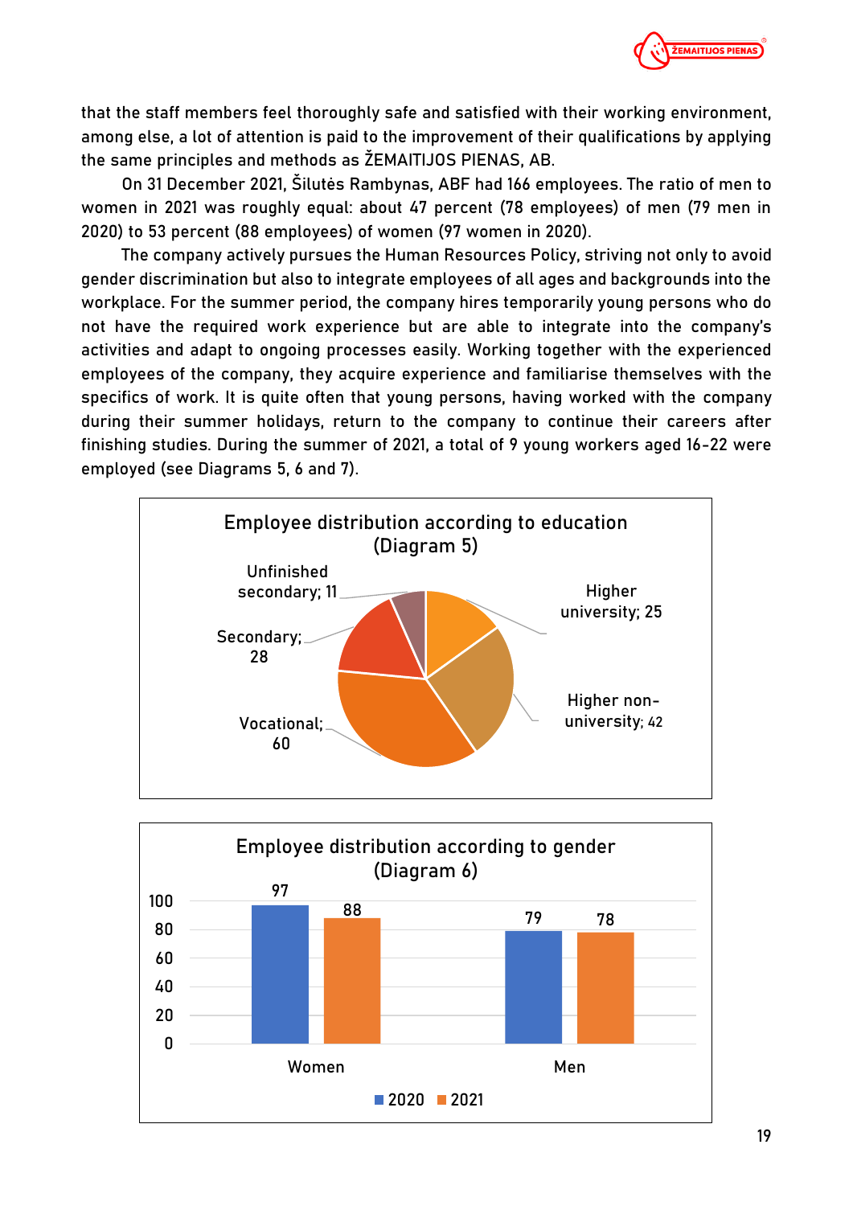that the staff members feel thoroughly safe and satisfied with their working environment, among else, a lot of attention is paid to the improvement of their qualifications by applying the same principles and methods as ŽEMAITIJOS PIENAS, AB.

On 31 December 2021, Šilutės Rambynas, ABF had 166 employees. The ratio of men to women in 2021 was roughly equal: about 47 percent (78 employees) of men (79 men in 2020) to 53 percent (88 employees) of women (97 women in 2020).

The company actively pursues the Human Resources Policy, striving not only to avoid gender discrimination but also to integrate employees of all ages and backgrounds into the workplace. For the summer period, the company hires temporarily young persons who do not have the required work experience but are able to integrate into the company's activities and adapt to ongoing processes easily. Working together with the experienced employees of the company, they acquire experience and familiarise themselves with the specifics of work. It is quite often that young persons, having worked with the company during their summer holidays, return to the company to continue their careers after finishing studies. During the summer of 2021, a total of 9 young workers aged 16-22 were employed (see Diagrams 5, 6 and 7).

**Employee distribution according to education (Diagram 5)**

| Education | Employees |
|---|---|
| Higher university | 25 |
| Higher non-university | 42 |
| Vocational | 60 |
| Secondary | 28 |
| Unfinished secondary | 11 |

**Employee distribution according to gender (Diagram 6)**

| | 2020 | 2021 |
|---|---|---|
| Women | 97 | 88 |
| Men | 79 | 78 |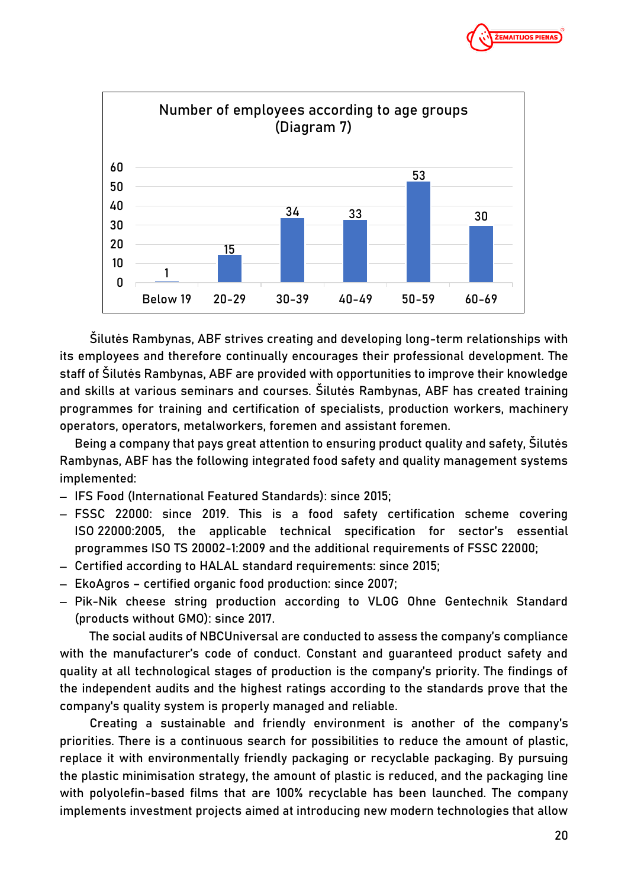**Number of employees according to age groups (Diagram 7)**

| Age group | Number of employees |
|---|---|
| Below 19 | 1 |
| 20-29 | 15 |
| 30-39 | 34 |
| 40-49 | 33 |
| 50-59 | 53 |
| 60-69 | 30 |

Šilutės Rambynas, ABF strives creating and developing long-term relationships with its employees and therefore continually encourages their professional development. The staff of Šilutės Rambynas, ABF are provided with opportunities to improve their knowledge and skills at various seminars and courses. Šilutės Rambynas, ABF has created training programmes for training and certification of specialists, production workers, machinery operators, operators, metalworkers, foremen and assistant foremen.

Being a company that pays great attention to ensuring product quality and safety, Šilutės Rambynas, ABF has the following integrated food safety and quality management systems implemented:

- IFS Food (International Featured Standards): since 2015;
- FSSC 22000: since 2019. This is a food safety certification scheme covering ISO 22000:2005, the applicable technical specification for sector's essential programmes ISO TS 20002-1:2009 and the additional requirements of FSSC 22000;
- Certified according to HALAL standard requirements: since 2015;
- EkoAgros – certified organic food production: since 2007;
- Pik-Nik cheese string production according to VLOG Ohne Gentechnik Standard (products without GMO): since 2017.

The social audits of NBCUniversal are conducted to assess the company's compliance with the manufacturer's code of conduct. Constant and guaranteed product safety and quality at all technological stages of production is the company's priority. The findings of the independent audits and the highest ratings according to the standards prove that the company's quality system is properly managed and reliable.

Creating a sustainable and friendly environment is another of the company's priorities. There is a continuous search for possibilities to reduce the amount of plastic, replace it with environmentally friendly packaging or recyclable packaging. By pursuing the plastic minimisation strategy, the amount of plastic is reduced, and the packaging line with polyolefin-based films that are 100% recyclable has been launched. The company implements investment projects aimed at introducing new modern technologies that allow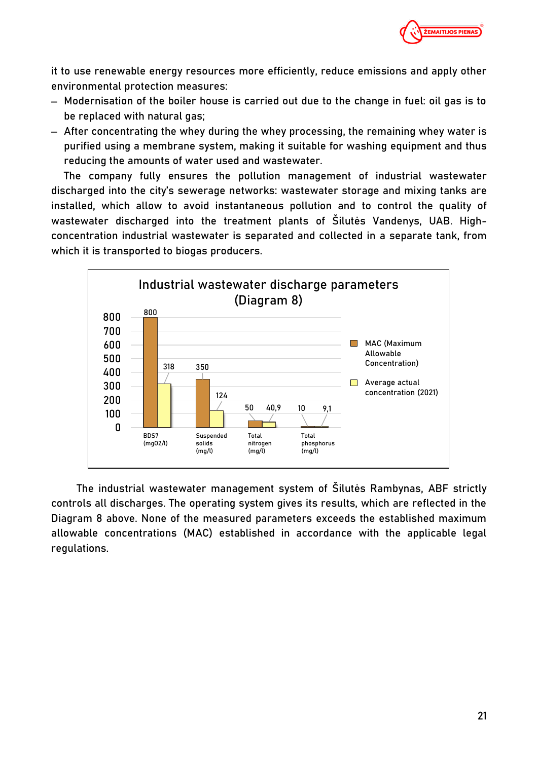it to use renewable energy resources more efficiently, reduce emissions and apply other environmental protection measures:

- Modernisation of the boiler house is carried out due to the change in fuel: oil gas is to be replaced with natural gas;
- After concentrating the whey during the whey processing, the remaining whey water is purified using a membrane system, making it suitable for washing equipment and thus reducing the amounts of water used and wastewater.

The company fully ensures the pollution management of industrial wastewater discharged into the city's sewerage networks: wastewater storage and mixing tanks are installed, which allow to avoid instantaneous pollution and to control the quality of wastewater discharged into the treatment plants of Šilutės Vandenys, UAB. High-concentration industrial wastewater is separated and collected in a separate tank, from which it is transported to biogas producers.

Industrial wastewater discharge parameters
(Diagram 8)

800
700
600
500
400
300
200
100
0

800
318
350
124
50
40,9
10
9,1

BDS7 (mgO2/l)
Suspended solids (mg/l)
Total nitrogen (mg/l)
Total phosphorus (mg/l)

MAC (Maximum Allowable Concentration)
Average actual concentration (2021)

The industrial wastewater management system of Šilutės Rambynas, ABF strictly controls all discharges. The operating system gives its results, which are reflected in the Diagram 8 above. None of the measured parameters exceeds the established maximum allowable concentrations (MAC) established in accordance with the applicable legal regulations.